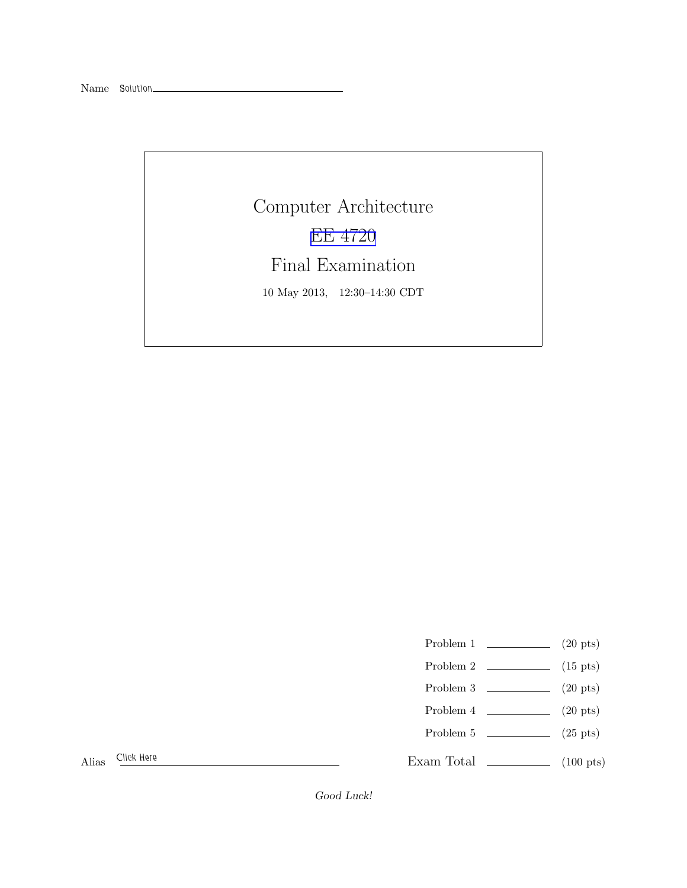Name Solution

# Computer Architecture

# EE 4720

# Final Examination

10 May 2013, 12:30–14:30 CDT

| | | |
|---|---|---|
| Problem 1 | | (20 pts) |
| Problem 2 | | (15 pts) |
| Problem 3 | | (20 pts) |
| Problem 4 | | (20 pts) |
| Problem 5 | | (25 pts) |
| Exam Total | | (100 pts) |

Alias Click Here

*Good Luck!*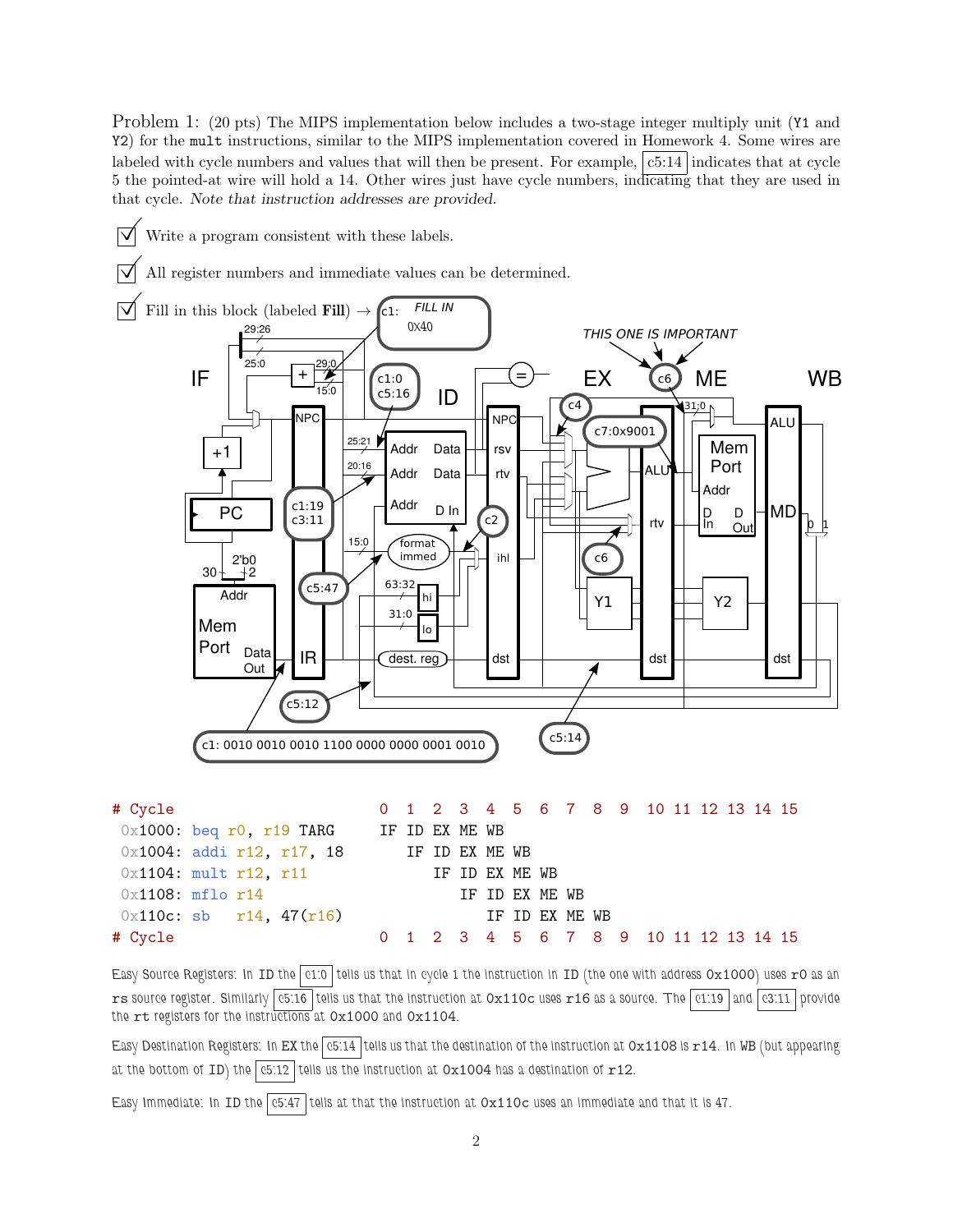Problem 1: (20 pts) The MIPS implementation below includes a two-stage integer multiply unit (`Y1` and `Y2`) for the `mult` instructions, similar to the MIPS implementation covered in Homework 4. Some wires are labeled with cycle numbers and values that will then be present. For example, c5:14 indicates that at cycle 5 the pointed-at wire will hold a 14. Other wires just have cycle numbers, indicating that they are used in that cycle. *Note that instruction addresses are provided.*

- ☑ Write a program consistent with these labels.
- ☑ All register numbers and immediate values can be determined.
- ☑ Fill in this block (labeled **Fill**) → c1: *FILL IN* 0X40

*THIS ONE IS IMPORTANT*

IF — ID — EX — ME — WB

Labels: c1:0, c5:16, c1:19, c3:11, c5:47, c5:12, c2, c4, c6, c7:0x9001, c6, c5:14, c1: 0010 0010 0010 1100 0000 0000 0001 0010

```
# Cycle                  0  1  2  3  4  5  6  7  8  9  10 11 12 13 14 15
 0x1000: beq r0, r19 TARG   IF ID EX ME WB
 0x1004: addi r12, r17, 18     IF ID EX ME WB
 0x1104: mult r12, r11            IF ID EX ME WB
 0x1108: mflo r14                    IF ID EX ME WB
 0x110c: sb   r14, 47(r16)              IF ID EX ME WB
# Cycle                  0  1  2  3  4  5  6  7  8  9  10 11 12 13 14 15
```

Easy Source Registers: In ID the c1:0 tells us that in cycle 1 the instruction in ID (the one with address 0x1000) uses r0 as an rs source register. Similarly c5:16 tells us that the instruction at 0x110c uses r16 as a source. The c1:19 and c3:11 provide the rt registers for the instructions at 0x1000 and 0x1104.

Easy Destination Registers: In EX the c5:14 tells us that the destination of the instruction at 0x1108 is r14. In WB (but appearing at the bottom of ID) the c5:12 tells us the instruction at 0x1004 has a destination of r12.

Easy Immediate: In ID the c5:47 tells at that the instruction at 0x110c uses an immediate and that it is 47.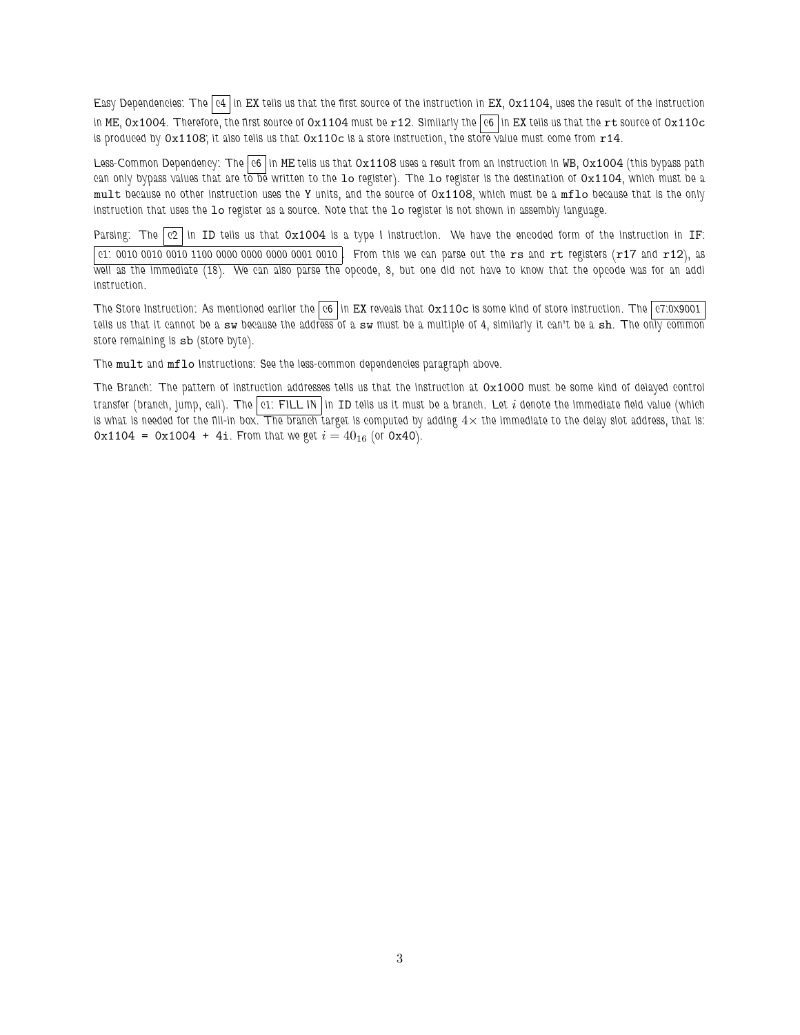Easy Dependencies: The `c4` in EX tells us that the first source of the instruction in EX, `0x1104`, uses the result of the instruction in ME, `0x1004`. Therefore, the first source of `0x1104` must be `r12`. Similarly the `c6` in EX tells us that the `rt` source of `0x110c` is produced by `0x1108`; it also tells us that `0x110c` is a store instruction, the store value must come from `r14`.

Less-Common Dependency: The `c6` in ME tells us that `0x1108` uses a result from an instruction in WB, `0x1004` (this bypass path can only bypass values that are to be written to the `lo` register). The `lo` register is the destination of `0x1104`, which must be a `mult` because no other instruction uses the Y units, and the source of `0x1108`, which must be a `mflo` because that is the only instruction that uses the `lo` register as a source. Note that the `lo` register is not shown in assembly language.

Parsing: The `c2` in ID tells us that `0x1004` is a type I instruction. We have the encoded form of the instruction in IF: `c1: 0010 0010 0010 1100 0000 0000 0000 0001 0010`. From this we can parse out the `rs` and `rt` registers (`r17` and `r12`), as well as the immediate (18). We can also parse the opcode, 8, but one did not have to know that the opcode was for an addi instruction.

The Store Instruction: As mentioned earlier the `c6` in EX reveals that `0x110c` is some kind of store instruction. The `c7:0x9001` tells us that it cannot be a `sw` because the address of a `sw` must be a multiple of 4, similarly it can't be a `sh`. The only common store remaining is `sb` (store byte).

The `mult` and `mflo` Instructions: See the less-common dependencies paragraph above.

The Branch: The pattern of instruction addresses tells us that the instruction at `0x1000` must be some kind of delayed control transfer (branch, jump, call). The `c1: FILL IN` in ID tells us it must be a branch. Let $i$ denote the immediate field value (which is what is needed for the fill-in box. The branch target is computed by adding $4\times$ the immediate to the delay slot address, that is: `0x1104 = 0x1004 + 4i`. From that we get $i = 40_{16}$ (or `0x40`).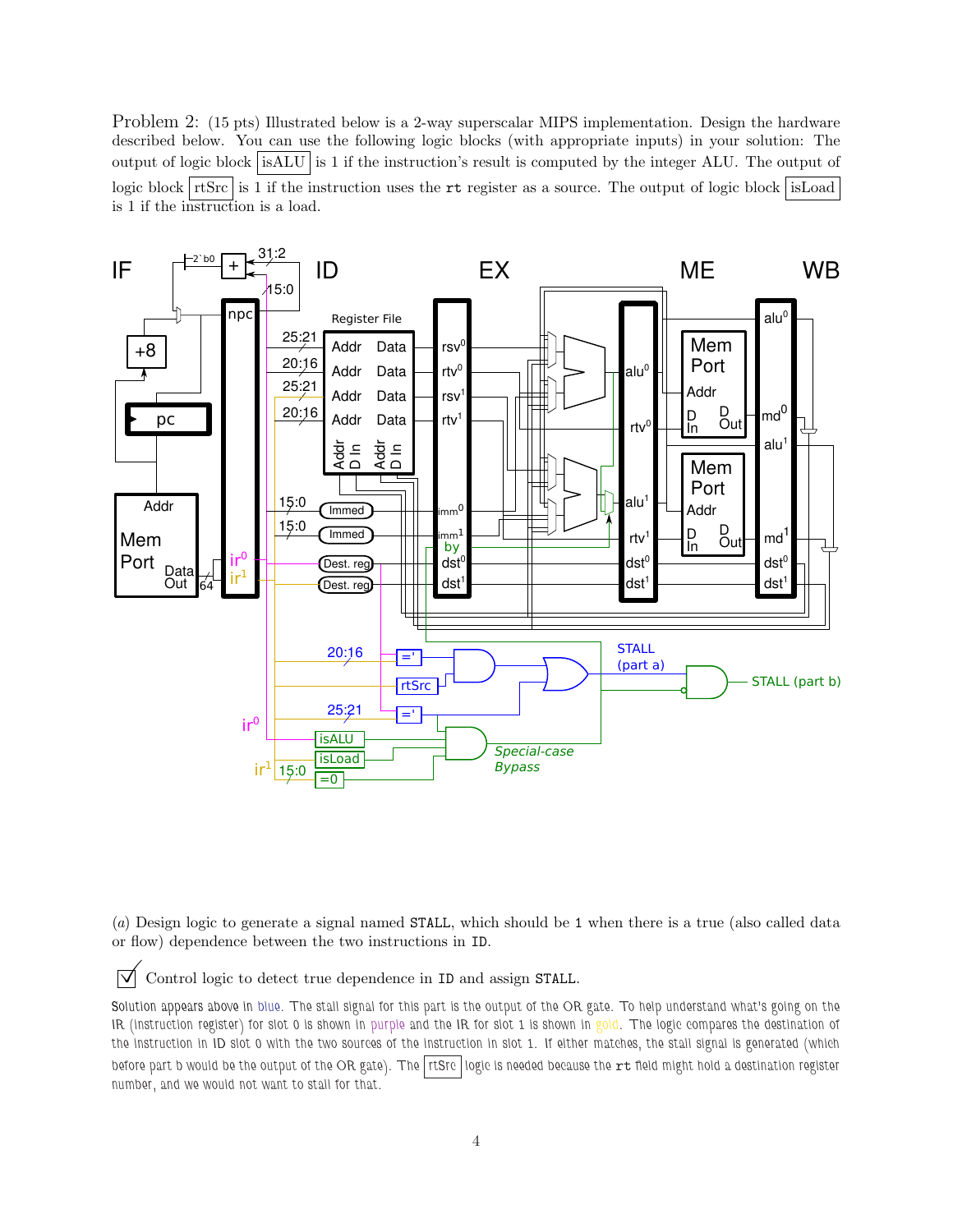Problem 2: (15 pts) Illustrated below is a 2-way superscalar MIPS implementation. Design the hardware described below. You can use the following logic blocks (with appropriate inputs) in your solution: The output of logic block isALU is 1 if the instruction's result is computed by the integer ALU. The output of logic block rtSrc is 1 if the instruction uses the `rt` register as a source. The output of logic block isLoad is 1 if the instruction is a load.

(*a*) Design logic to generate a signal named `STALL`, which should be 1 when there is a true (also called data or flow) dependence between the two instructions in ID.

☑ Control logic to detect true dependence in ID and assign `STALL`.

Solution appears above in blue. The stall signal for this part is the output of the OR gate. To help understand what's going on the IR (instruction register) for slot 0 is shown in purple and the IR for slot 1 is shown in gold. The logic compares the destination of the instruction in ID slot 0 with the two sources of the instruction in slot 1. If either matches, the stall signal is generated (which before part b would be the output of the OR gate). The rtSrc logic is needed because the `rt` field might hold a destination register number, and we would not want to stall for that.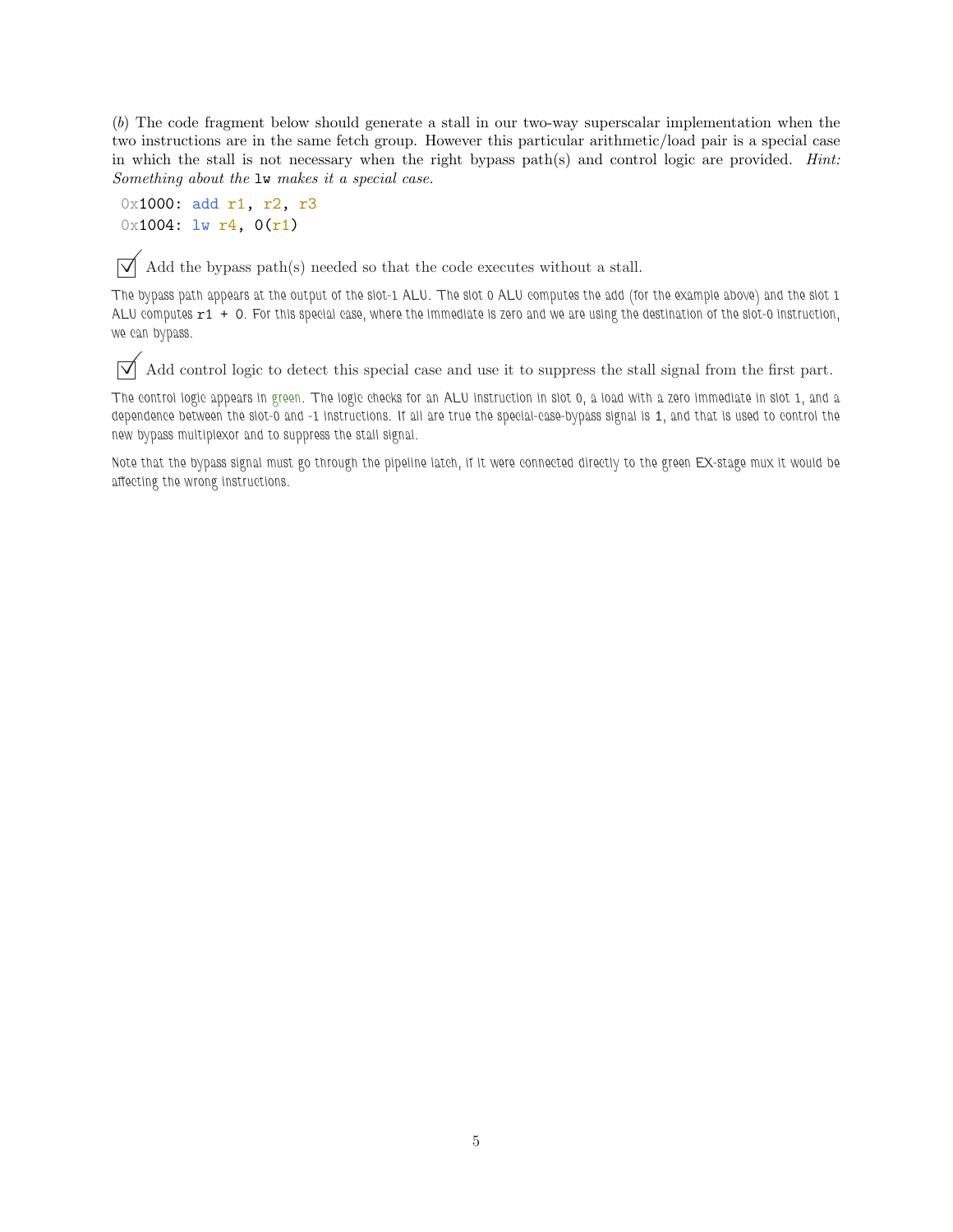(*b*) The code fragment below should generate a stall in our two-way superscalar implementation when the two instructions are in the same fetch group. However this particular arithmetic/load pair is a special case in which the stall is not necessary when the right bypass path(s) and control logic are provided. *Hint: Something about the* `lw` *makes it a special case.*

```
0x1000: add r1, r2, r3
0x1004: lw r4, 0(r1)
```

☑ Add the bypass path(s) needed so that the code executes without a stall.

The bypass path appears at the output of the slot-1 ALU. The slot 0 ALU computes the add (for the example above) and the slot 1 ALU computes `r1 + 0`. For this special case, where the immediate is zero and we are using the destination of the slot-0 instruction, we can bypass.

☑ Add control logic to detect this special case and use it to suppress the stall signal from the first part.

The control logic appears in green. The logic checks for an ALU instruction in slot 0, a load with a zero immediate in slot 1, and a dependence between the slot-0 and -1 instructions. If all are true the special-case-bypass signal is 1, and that is used to control the new bypass multiplexor and to suppress the stall signal.

Note that the bypass signal must go through the pipeline latch, if it were connected directly to the green EX-stage mux it would be affecting the wrong instructions.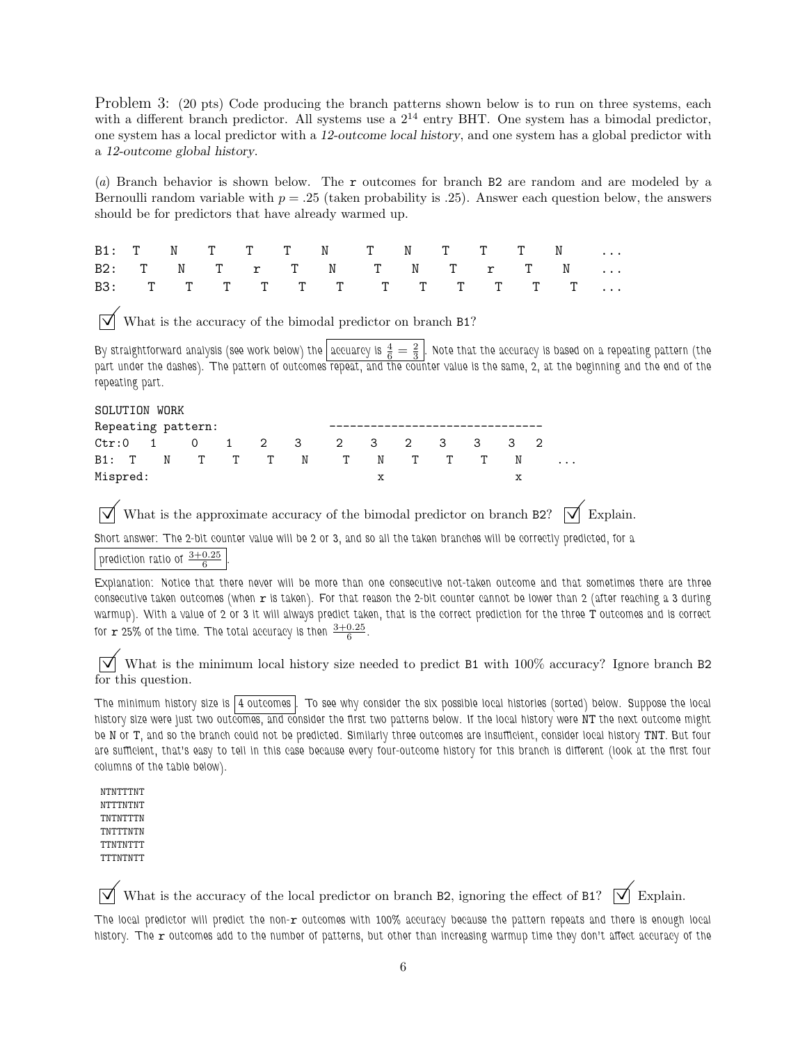Problem 3: (20 pts) Code producing the branch patterns shown below is to run on three systems, each with a different branch predictor. All systems use a $2^{14}$ entry BHT. One system has a bimodal predictor, one system has a local predictor with a *12-outcome local history*, and one system has a global predictor with a *12-outcome global history*.

(*a*) Branch behavior is shown below. The r outcomes for branch B2 are random and are modeled by a Bernoulli random variable with $p = .25$ (taken probability is .25). Answer each question below, the answers should be for predictors that have already warmed up.

```
B1: T   N   T   T   T   N    T   N   T   T   T   N    ...
B2:  T   N   T   r   T   N    T   N   T   r   T   N    ...
B3:   T   T   T   T   T   T    T   T   T   T   T   T    ...
```

☑ What is the accuracy of the bimodal predictor on branch B1?

By straightforward analysis (see work below) the accuracy is $\frac{4}{6} = \frac{2}{3}$. Note that the accuracy is based on a repeating pattern (the part under the dashes). The pattern of outcomes repeat, and the counter value is the same, 2, at the beginning and the end of the repeating part.

```
SOLUTION WORK
Repeating pattern:                    -------------------------------
Ctr:0   1    0    1    2    3    2    3    2    3    3    3   2
B1:  T    N    T    T    T    N    T    N    T    T    T    N     ...
Mispred:                                  x                   x
```

☑ What is the approximate accuracy of the bimodal predictor on branch B2? ☑ Explain.

Short answer: The 2-bit counter value will be 2 or 3, and so all the taken branches will be correctly predicted, for a prediction ratio of $\frac{3+0.25}{6}$.

Explanation: Notice that there never will be more than one consecutive not-taken outcome and that sometimes there are three consecutive taken outcomes (when r is taken). For that reason the 2-bit counter cannot be lower than 2 (after reaching a 3 during warmup). With a value of 2 or 3 it will always predict taken, that is the correct prediction for the three T outcomes and is correct for r 25% of the time. The total accuracy is then $\frac{3+0.25}{6}$.

☑ What is the minimum local history size needed to predict B1 with 100% accuracy? Ignore branch B2 for this question.

The minimum history size is 4 outcomes. To see why consider the six possible local histories (sorted) below. Suppose the local history size were just two outcomes, and consider the first two patterns below. If the local history were NT the next outcome might be N or T, and so the branch could not be predicted. Similarly three outcomes are insufficient, consider local history TNT. But four are sufficient, that's easy to tell in this case because every four-outcome history for this branch is different (look at the first four columns of the table below).

```
NTNTTTNT
NTTTNTNT
TNTNTTTN
TNTTTNTN
TTNTNTTT
TTTNTNTT
```

☑ What is the accuracy of the local predictor on branch B2, ignoring the effect of B1? ☑ Explain.

The local predictor will predict the non-r outcomes with 100% accuracy because the pattern repeats and there is enough local history. The r outcomes add to the number of patterns, but other than increasing warmup time they don't affect accuracy of the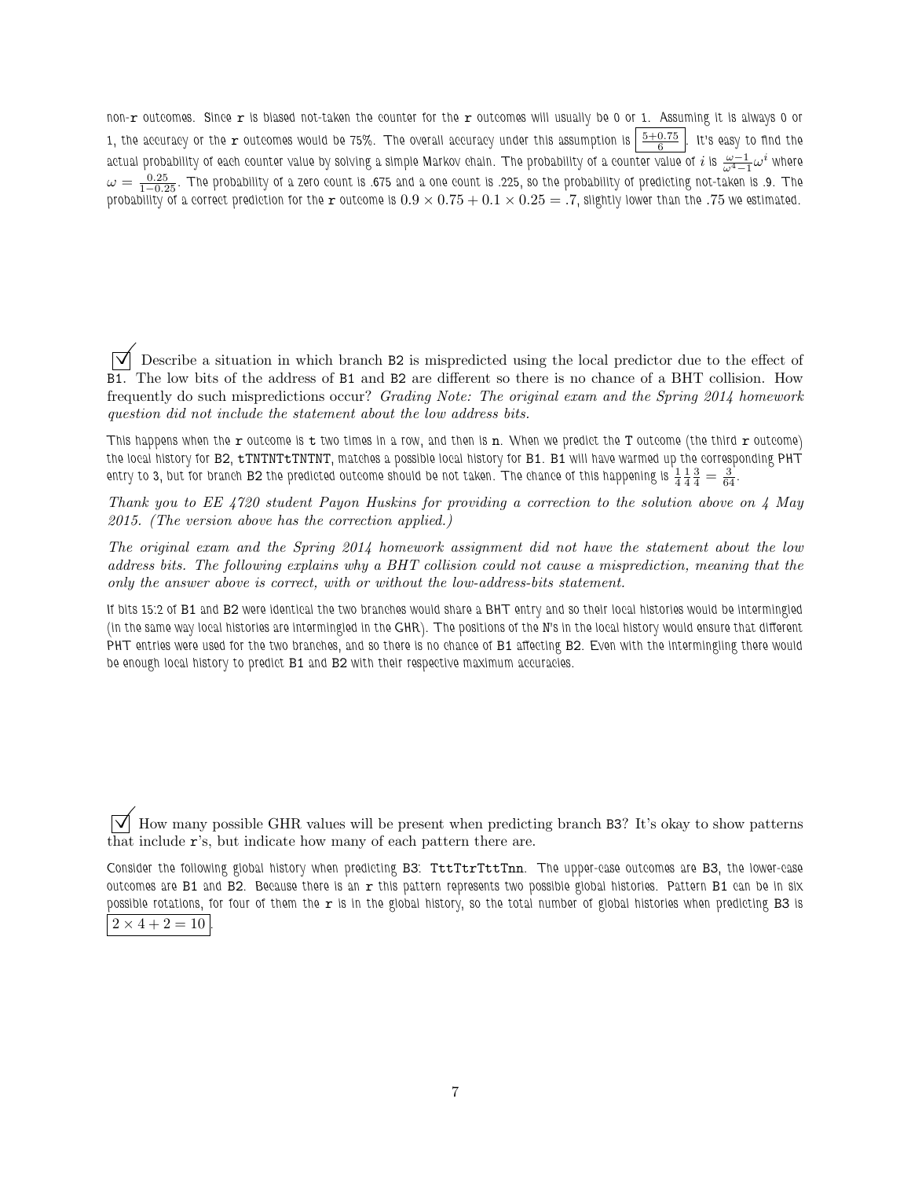non-r outcomes. Since r is biased not-taken the counter for the r outcomes will usually be 0 or 1. Assuming it is always 0 or 1, the accuracy or the r outcomes would be 75%. The overall accuracy under this assumption is $\boxed{\frac{5+0.75}{6}}$. It's easy to find the actual probability of each counter value by solving a simple Markov chain. The probability of a counter value of $i$ is $\frac{\omega-1}{\omega^4-1}\omega^i$ where $\omega = \frac{0.25}{1-0.25}$. The probability of a zero count is .675 and a one count is .225, so the probability of predicting not-taken is .9. The probability of a correct prediction for the r outcome is $0.9 \times 0.75 + 0.1 \times 0.25 = .7$, slightly lower than the .75 we estimated.

☑ Describe a situation in which branch B2 is mispredicted using the local predictor due to the effect of B1. The low bits of the address of B1 and B2 are different so there is no chance of a BHT collision. How frequently do such mispredictions occur? *Grading Note: The original exam and the Spring 2014 homework question did not include the statement about the low address bits.*

This happens when the r outcome is t two times in a row, and then is n. When we predict the T outcome (the third r outcome) the local history for B2, tTNTNTtTNTNT, matches a possible local history for B1. B1 will have warmed up the corresponding PHT entry to 3, but for branch B2 the predicted outcome should be not taken. The chance of this happening is $\frac{1}{4}\frac{1}{4}\frac{3}{4} = \frac{3}{64}$.

*Thank you to EE 4720 student Payon Huskins for providing a correction to the solution above on 4 May 2015. (The version above has the correction applied.)*

*The original exam and the Spring 2014 homework assignment did not have the statement about the low address bits. The following explains why a BHT collision could not cause a misprediction, meaning that the only the answer above is correct, with or without the low-address-bits statement.*

If bits 15:2 of B1 and B2 were identical the two branches would share a BHT entry and so their local histories would be intermingled (in the same way local histories are intermingled in the GHR). The positions of the N's in the local history would ensure that different PHT entries were used for the two branches, and so there is no chance of B1 affecting B2. Even with the intermingling there would be enough local history to predict B1 and B2 with their respective maximum accuracies.

☑ How many possible GHR values will be present when predicting branch B3? It's okay to show patterns that include r's, but indicate how many of each pattern there are.

Consider the following global history when predicting B3: TttTtrTttTnn. The upper-case outcomes are B3, the lower-case outcomes are B1 and B2. Because there is an r this pattern represents two possible global histories. Pattern B1 can be in six possible rotations, for four of them the r is in the global history, so the total number of global histories when predicting B3 is $\boxed{2 \times 4 + 2 = 10}$.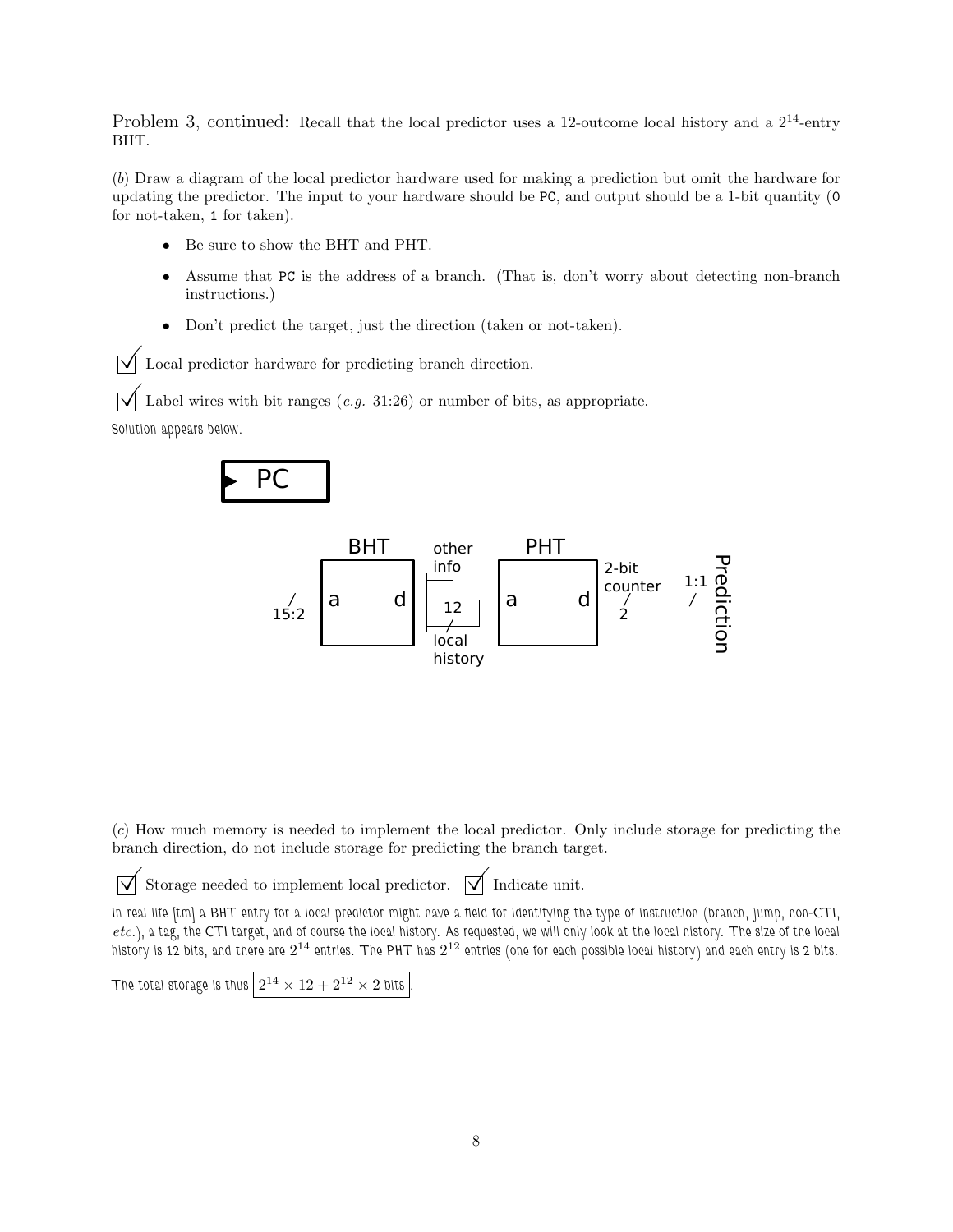Problem 3, continued: Recall that the local predictor uses a 12-outcome local history and a $2^{14}$-entry BHT.

(*b*) Draw a diagram of the local predictor hardware used for making a prediction but omit the hardware for updating the predictor. The input to your hardware should be PC, and output should be a 1-bit quantity (0 for not-taken, 1 for taken).

- Be sure to show the BHT and PHT.
- Assume that PC is the address of a branch. (That is, don't worry about detecting non-branch instructions.)
- Don't predict the target, just the direction (taken or not-taken).

☑ Local predictor hardware for predicting branch direction.

☑ Label wires with bit ranges (*e.g.* 31:26) or number of bits, as appropriate.

Solution appears below.

PC → 15:2 → BHT (a, d) → other info; 12 local history → PHT (a, d) → 2-bit counter (2) → 1:1 → Prediction

(*c*) How much memory is needed to implement the local predictor. Only include storage for predicting the branch direction, do not include storage for predicting the branch target.

☑ Storage needed to implement local predictor. ☑ Indicate unit.

In real life [tm] a BHT entry for a local predictor might have a field for identifying the type of instruction (branch, jump, non-CTI, *etc.*), a tag, the CTI target, and of course the local history. As requested, we will only look at the local history. The size of the local history is 12 bits, and there are $2^{14}$ entries. The PHT has $2^{12}$ entries (one for each possible local history) and each entry is 2 bits.

The total storage is thus $\boxed{2^{14} \times 12 + 2^{12} \times 2 \text{ bits}}$.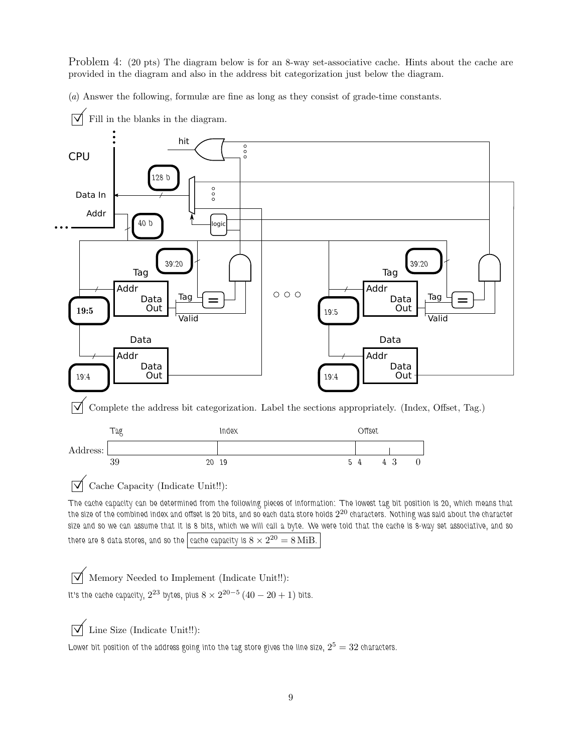Problem 4: (20 pts) The diagram below is for an 8-way set-associative cache. Hints about the cache are provided in the diagram and also in the address bit categorization just below the diagram.

(*a*) Answer the following, formulæ are fine as long as they consist of grade-time constants.

☑ Fill in the blanks in the diagram.

CPU

hit

128 b

Data In

Addr

40 b

logic

39:20

Tag

39:20

Tag

Addr

Data Out

Tag

Valid

19:5

Addr

Data Out

Tag

Valid

19:5

Data

Addr

Data Out

19:4

Data

Addr

Data Out

19:4

☑ Complete the address bit categorization. Label the sections appropriately. (Index, Offset, Tag.)

| | Tag | Index | Offset |
|---|---|---|---|
| Address: | 39 — 20 | 19 — 5 | 4 — 4, 3 — 0 |

☑ Cache Capacity (Indicate Unit!!):

The cache capacity can be determined from the following pieces of information: The lowest tag bit position is 20, which means that the size of the combined index and offset is 20 bits, and so each data store holds $2^{20}$ characters. Nothing was said about the character size and so we can assume that it is 8 bits, which we will call a byte. We were told that the cache is 8-way set associative, and so there are 8 data stores, and so the cache capacity is $8 \times 2^{20} = 8\,\text{MiB}$.

☑ Memory Needed to Implement (Indicate Unit!!):

It's the cache capacity, $2^{23}$ bytes, plus $8 \times 2^{20-5}\,(40 - 20 + 1)$ bits.

☑ Line Size (Indicate Unit!!):

Lower bit position of the address going into the tag store gives the line size, $2^5 = 32$ characters.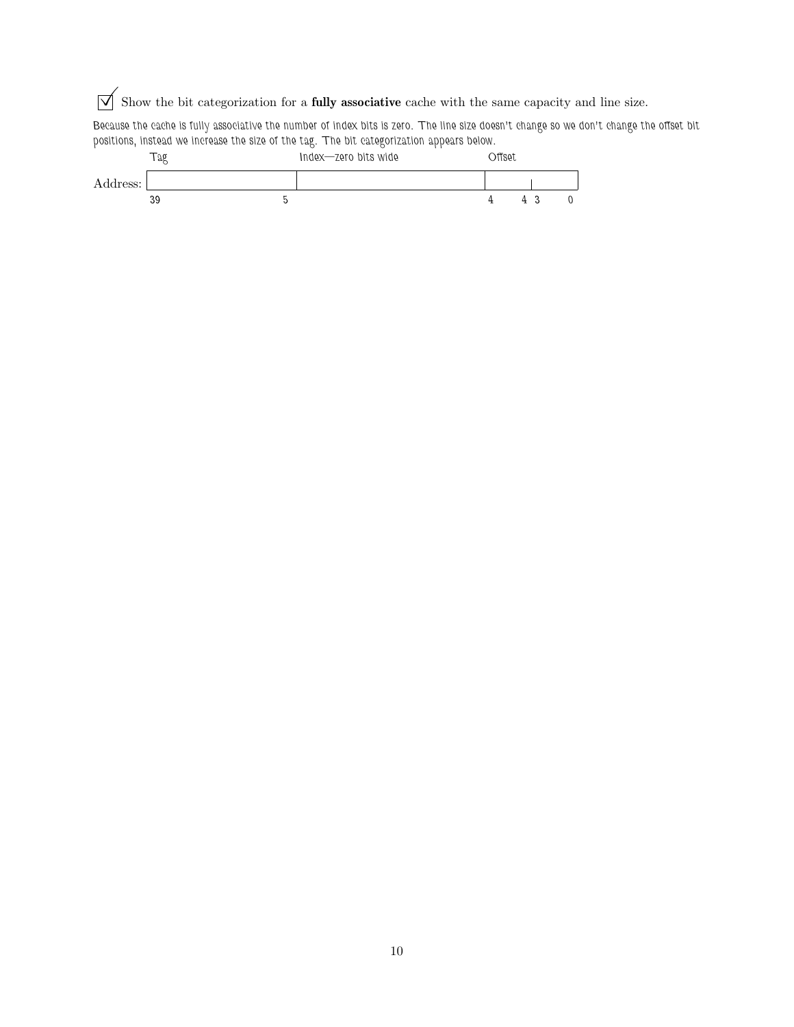☑ Show the bit categorization for a **fully associative** cache with the same capacity and line size.

Because the cache is fully associative the number of index bits is zero. The line size doesn't change so we don't change the offset bit positions, instead we increase the size of the tag. The bit categorization appears below.

| | Tag | Index—zero bits wide | Offset | |
|---|---|---|---|---|
| Address: | | | | |
| | 39 — 5 | 4 — 4 | 3 — 0 | |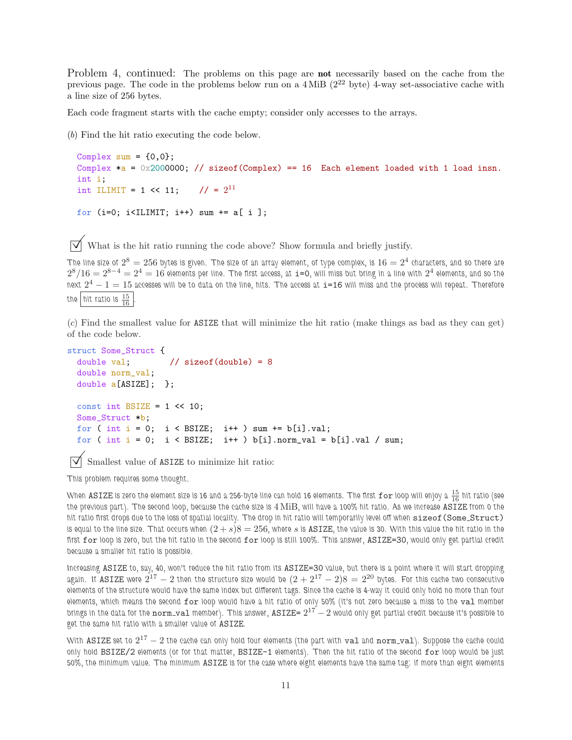Problem 4, continued: The problems on this page are **not** necessarily based on the cache from the previous page. The code in the problems below run on a 4 MiB ($2^{22}$ byte) 4-way set-associative cache with a line size of 256 bytes.

Each code fragment starts with the cache empty; consider only accesses to the arrays.

(*b*) Find the hit ratio executing the code below.

```
Complex sum = {0,0};
Complex *a = 0x2000000; // sizeof(Complex) == 16  Each element loaded with 1 load insn.
int i;
int ILIMIT = 1 << 11;    // = 2^11

for (i=0; i<ILIMIT; i++) sum += a[ i ];
```

☑ What is the hit ratio running the code above? Show formula and briefly justify.

The line size of $2^8 = 256$ bytes is given. The size of an array element, of type complex, is $16 = 2^4$ characters, and so there are $2^8/16 = 2^{8-4} = 2^4 = 16$ elements per line. The first access, at i=0, will miss but bring in a line with $2^4$ elements, and so the next $2^4 - 1 = 15$ accesses will be to data on the line, hits. The access at i=16 will miss and the process will repeat. Therefore the hit ratio is $\frac{15}{16}$.

(*c*) Find the smallest value for ASIZE that will minimize the hit ratio (make things as bad as they can get) of the code below.

```
struct Some_Struct {
  double val;        // sizeof(double) = 8
  double norm_val;
  double a[ASIZE];  };

  const int BSIZE = 1 << 10;
  Some_Struct *b;
  for ( int i = 0;  i < BSIZE;  i++ ) sum += b[i].val;
  for ( int i = 0;  i < BSIZE;  i++ ) b[i].norm_val = b[i].val / sum;
```

☑ Smallest value of ASIZE to minimize hit ratio:

This problem requires some thought.

When ASIZE is zero the element size is 16 and a 256-byte line can hold 16 elements. The first for loop will enjoy a $\frac{15}{16}$ hit ratio (see the previous part). The second loop, because the cache size is 4 MiB, will have a 100% hit ratio. As we increase ASIZE from 0 the hit ratio first drops due to the loss of spatial locality. The drop in hit ratio will temporarily level off when sizeof(Some_Struct) is equal to the line size. That occurs when $(2 + s)8 = 256$, where $s$ is ASIZE, the value is 30. With this value the hit ratio in the first for loop is zero, but the hit ratio in the second for loop is still 100%. This answer, ASIZE=30, would only get partial credit because a smaller hit ratio is possible.

Increasing ASIZE to, say, 40, won't reduce the hit ratio from its ASIZE=30 value, but there is a point where it will start dropping again. If ASIZE were $2^{17} - 2$ then the structure size would be $(2 + 2^{17} - 2)8 = 2^{20}$ bytes. For this cache two consecutive elements of the structure would have the same index but different tags. Since the cache is 4-way it could only hold no more than four elements, which means the second for loop would have a hit ratio of only 50% (it's not zero because a miss to the val member brings in the data for the norm_val member). This answer, ASIZE= $2^{17} - 2$ would only get partial credit because it's possible to get the same hit ratio with a smaller value of ASIZE.

With ASIZE set to $2^{17} - 2$ the cache can only hold four elements (the part with val and norm_val). Suppose the cache could only hold BSIZE/2 elements (or for that matter, BSIZE-1 elements). Then the hit ratio of the second for loop would be just 50%, the minimum value. The minimum ASIZE is for the case where eight elements have the same tag: if more than eight elements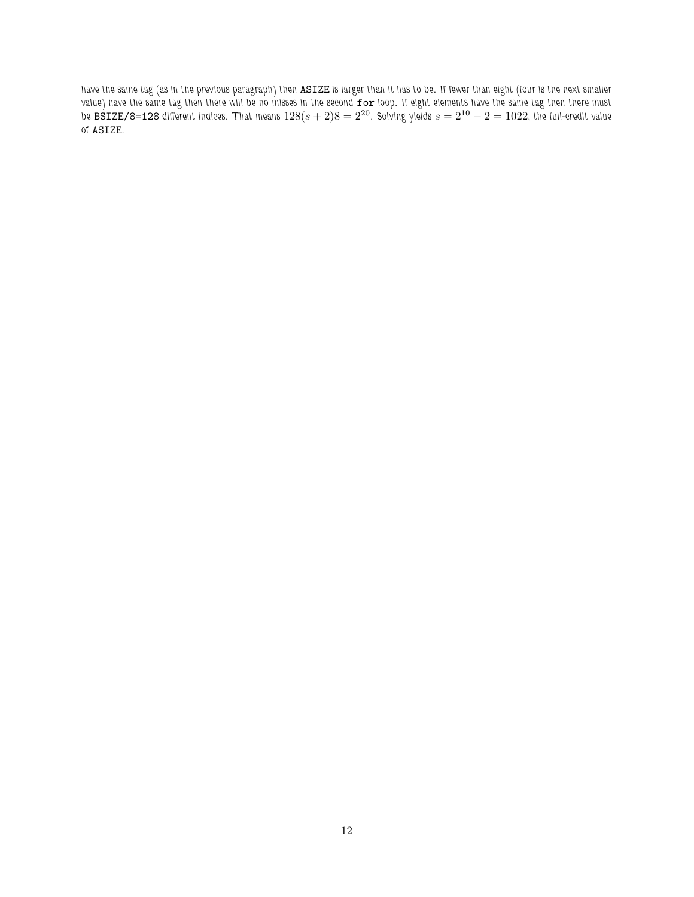have the same tag (as in the previous paragraph) then `ASIZE` is larger than it has to be. If fewer than eight (four is the next smaller value) have the same tag then there will be no misses in the second `for` loop. If eight elements have the same tag then there must be `BSIZE/8=128` different indices. That means $128(s+2)8 = 2^{20}$. Solving yields $s = 2^{10} - 2 = 1022$, the full-credit value of `ASIZE`.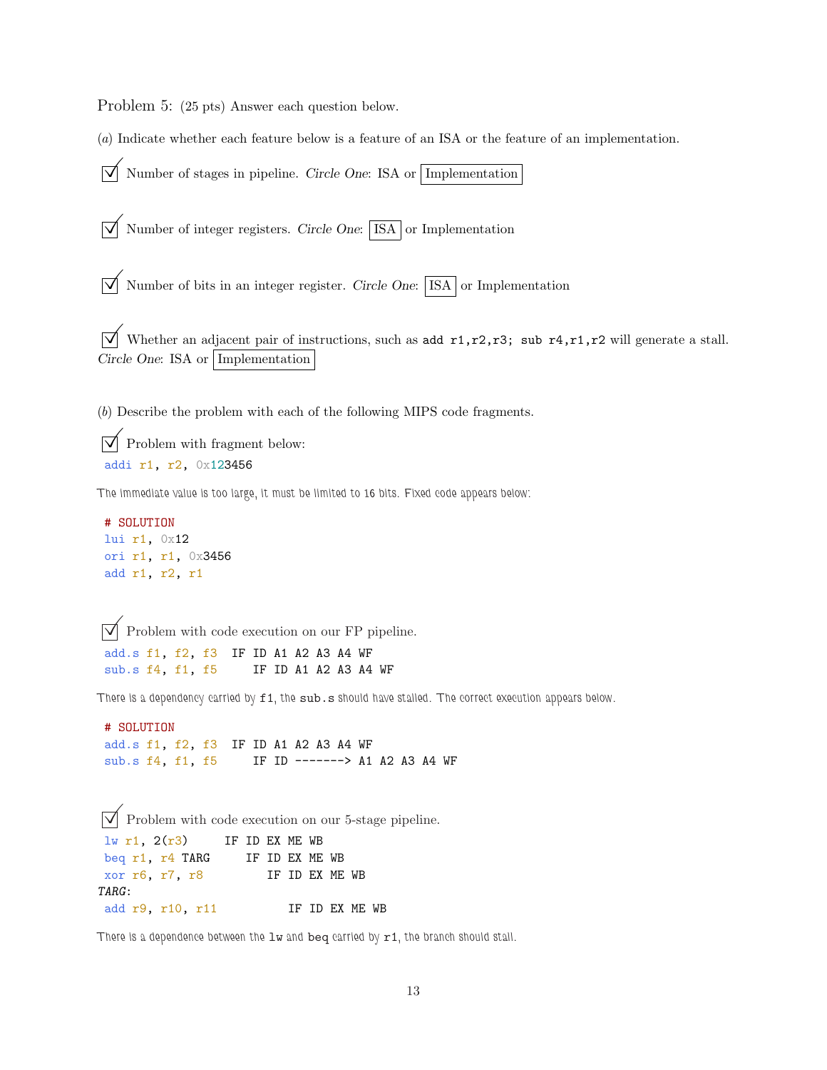Problem 5: (25 pts) Answer each question below.

(*a*) Indicate whether each feature below is a feature of an ISA or the feature of an implementation.

☑ Number of stages in pipeline. *Circle One*: ISA or **[Implementation]**

☑ Number of integer registers. *Circle One*: **[ISA]** or Implementation

☑ Number of bits in an integer register. *Circle One*: **[ISA]** or Implementation

☑ Whether an adjacent pair of instructions, such as `add r1,r2,r3; sub r4,r1,r2` will generate a stall. *Circle One*: ISA or **[Implementation]**

(*b*) Describe the problem with each of the following MIPS code fragments.

☑ Problem with fragment below:

```
addi r1, r2, 0x123456
```

The immediate value is too large, it must be limited to 16 bits. Fixed code appears below:

```
# SOLUTION
lui r1, 0x12
ori r1, r1, 0x3456
add r1, r2, r1
```

☑ Problem with code execution on our FP pipeline.

```
add.s f1, f2, f3  IF ID A1 A2 A3 A4 WF
sub.s f4, f1, f5     IF ID A1 A2 A3 A4 WF
```

There is a dependency carried by `f1`, the `sub.s` should have stalled. The correct execution appears below.

```
# SOLUTION
add.s f1, f2, f3  IF ID A1 A2 A3 A4 WF
sub.s f4, f1, f5     IF ID -------> A1 A2 A3 A4 WF
```

☑ Problem with code execution on our 5-stage pipeline.

```
lw r1, 2(r3)      IF ID EX ME WB
beq r1, r4 TARG      IF ID EX ME WB
xor r6, r7, r8          IF ID EX ME WB
TARG:
add r9, r10, r11           IF ID EX ME WB
```

There is a dependence between the `lw` and `beq` carried by `r1`, the branch should stall.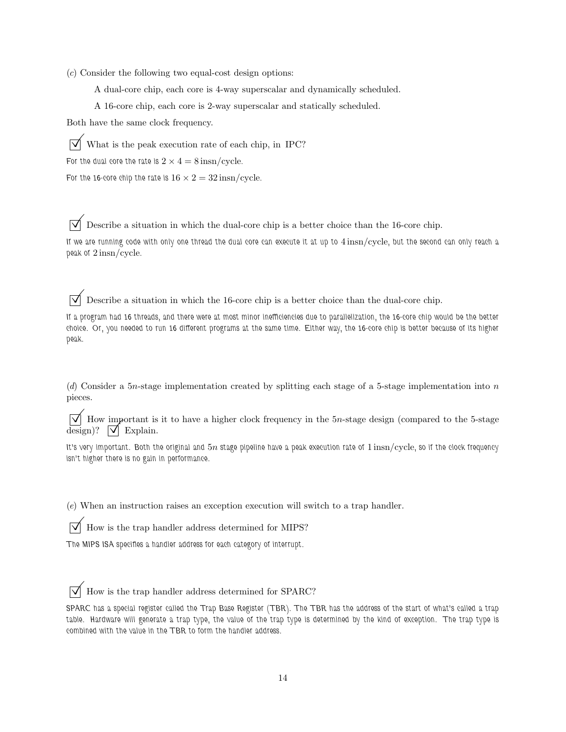(*c*) Consider the following two equal-cost design options:

> A dual-core chip, each core is 4-way superscalar and dynamically scheduled.
>
> A 16-core chip, each core is 2-way superscalar and statically scheduled.

Both have the same clock frequency.

☑ What is the peak execution rate of each chip, in IPC?

For the dual core the rate is $2 \times 4 = 8\,\text{insn/cycle}$.

For the 16-core chip the rate is $16 \times 2 = 32\,\text{insn/cycle}$.

☑ Describe a situation in which the dual-core chip is a better choice than the 16-core chip.

If we are running code with only one thread the dual core can execute it at up to $4\,\text{insn/cycle}$, but the second can only reach a peak of $2\,\text{insn/cycle}$.

☑ Describe a situation in which the 16-core chip is a better choice than the dual-core chip.

If a program had 16 threads, and there were at most minor inefficiencies due to parallelization, the 16-core chip would be the better choice. Or, you needed to run 16 different programs at the same time. Either way, the 16-core chip is better because of its higher peak.

(*d*) Consider a $5n$-stage implementation created by splitting each stage of a 5-stage implementation into $n$ pieces.

☑ How important is it to have a higher clock frequency in the $5n$-stage design (compared to the 5-stage design)? ☑ Explain.

It's very important. Both the original and $5n$ stage pipeline have a peak execution rate of $1\,\text{insn/cycle}$, so if the clock frequency isn't higher there is no gain in performance.

(*e*) When an instruction raises an exception execution will switch to a trap handler.

☑ How is the trap handler address determined for MIPS?

The MIPS ISA specifies a handler address for each category of interrupt.

☑ How is the trap handler address determined for SPARC?

SPARC has a special register called the Trap Base Register (TBR). The TBR has the address of the start of what's called a trap table. Hardware will generate a trap type, the value of the trap type is determined by the kind of exception. The trap type is combined with the value in the TBR to form the handler address.